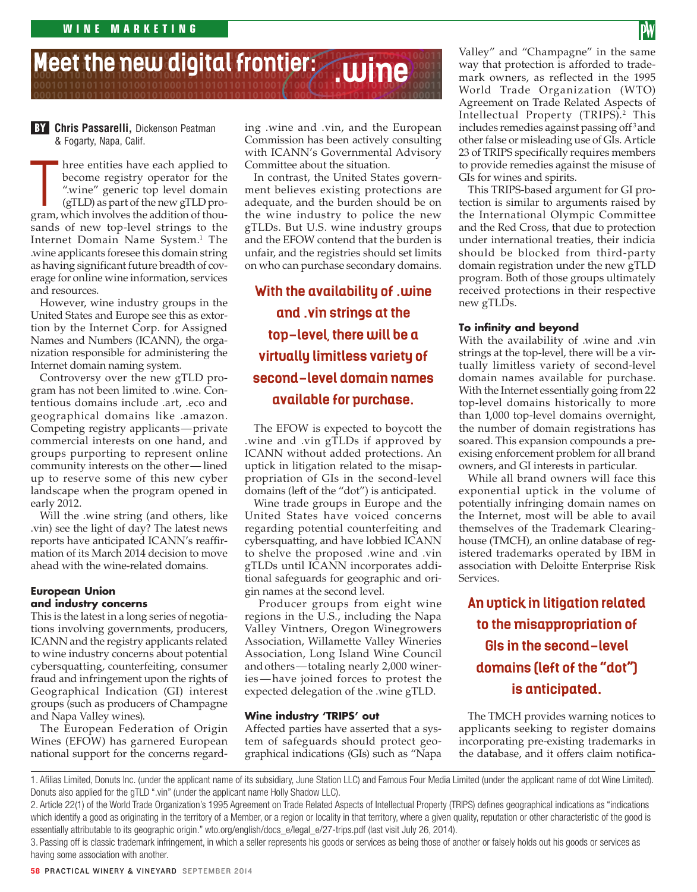# Meet the new digital frontier: .wine

**BY** **Chris Passarelli,** Dickenson Peatman & Fogarty, Napa, Calif.

Three entities have each applied to become registry operator for the ".wine" generic top level domain (gTLD) as part of the new gTLD program, which involves the addition of thousands of new top-level strings to the Internet Domain Name System.[1] The .wine applicants foresee this domain string as having significant future breadth of coverage for online wine information, services and resources.

However, wine industry groups in the United States and Europe see this as extortion by the Internet Corp. for Assigned Names and Numbers (ICANN), the organization responsible for administering the Internet domain naming system.

Controversy over the new gTLD program has not been limited to .wine. Contentious domains include .art, .eco and geographical domains like .amazon. Competing registry applicants—private commercial interests on one hand, and groups purporting to represent online community interests on the other—lined up to reserve some of this new cyber landscape when the program opened in early 2012.

Will the .wine string (and others, like .vin) see the light of day? The latest news reports have anticipated ICANN's reaffirmation of its March 2014 decision to move ahead with the wine-related domains.

### European Union and industry concerns

This is the latest in a long series of negotiations involving governments, producers, ICANN and the registry applicants related to wine industry concerns about potential cybersquatting, counterfeiting, consumer fraud and infringement upon the rights of Geographical Indication (GI) interest groups (such as producers of Champagne and Napa Valley wines).

The European Federation of Origin Wines (EFOW) has garnered European national support for the concerns regarding .wine and .vin, and the European Commission has been actively consulting with ICANN's Governmental Advisory Committee about the situation.

In contrast, the United States government believes existing protections are adequate, and the burden should be on the wine industry to police the new gTLDs. But U.S. wine industry groups and the EFOW contend that the burden is unfair, and the registries should set limits on who can purchase secondary domains.

**With the availability of .wine and .vin strings at the top-level, there will be a virtually limitless variety of second-level domain names available for purchase.**

The EFOW is expected to boycott the .wine and .vin gTLDs if approved by ICANN without added protections. An uptick in litigation related to the misappropriation of GIs in the second-level domains (left of the "dot") is anticipated.

Wine trade groups in Europe and the United States have voiced concerns regarding potential counterfeiting and cybersquatting, and have lobbied ICANN to shelve the proposed .wine and .vin gTLDs until ICANN incorporates additional safeguards for geographic and origin names at the second level.

Producer groups from eight wine regions in the U.S., including the Napa Valley Vintners, Oregon Winegrowers Association, Willamette Valley Wineries Association, Long Island Wine Council and others—totaling nearly 2,000 wineries—have joined forces to protest the expected delegation of the .wine gTLD.

### Wine industry 'TRIPS' out

Affected parties have asserted that a system of safeguards should protect geographical indications (GIs) such as "Napa Valley" and "Champagne" in the same way that protection is afforded to trademark owners, as reflected in the 1995 World Trade Organization (WTO) Agreement on Trade Related Aspects of Intellectual Property (TRIPS).[2] This includes remedies against passing off[3] and other false or misleading use of GIs. Article 23 of TRIPS specifically requires members to provide remedies against the misuse of GIs for wines and spirits.

This TRIPS-based argument for GI protection is similar to arguments raised by the International Olympic Committee and the Red Cross, that due to protection under international treaties, their indicia should be blocked from third-party domain registration under the new gTLD program. Both of those groups ultimately received protections in their respective new gTLDs.

### To infinity and beyond

With the availability of .wine and .vin strings at the top-level, there will be a virtually limitless variety of second-level domain names available for purchase. With the Internet essentially going from 22 top-level domains historically to more than 1,000 top-level domains overnight, the number of domain registrations has soared. This expansion compounds a pre-exising enforcement problem for all brand owners, and GI interests in particular.

While all brand owners will face this exponential uptick in the volume of potentially infringing domain names on the Internet, most will be able to avail themselves of the Trademark Clearinghouse (TMCH), an online database of registered trademarks operated by IBM in association with Deloitte Enterprise Risk Services.

**An uptick in litigation related to the misappropriation of GIs in the second-level domains (left of the "dot") is anticipated.**

The TMCH provides warning notices to applicants seeking to register domains incorporating pre-existing trademarks in the database, and it offers claim notifica-

---

1. Afilias Limited, Donuts Inc. (under the applicant name of its subsidiary, June Station LLC) and Famous Four Media Limited (under the applicant name of dot Wine Limited). Donuts also applied for the gTLD ".vin" (under the applicant name Holly Shadow LLC).

2. Article 22(1) of the World Trade Organization's 1995 Agreement on Trade Related Aspects of Intellectual Property (TRIPS) defines geographical indications as "indications which identify a good as originating in the territory of a Member, or a region or locality in that territory, where a given quality, reputation or other characteristic of the good is essentially attributable to its geographic origin." wto.org/english/docs_e/legal_e/27-trips.pdf (last visit July 26, 2014).

3. Passing off is classic trademark infringement, in which a seller represents his goods or services as being those of another or falsely holds out his goods or services as having some association with another.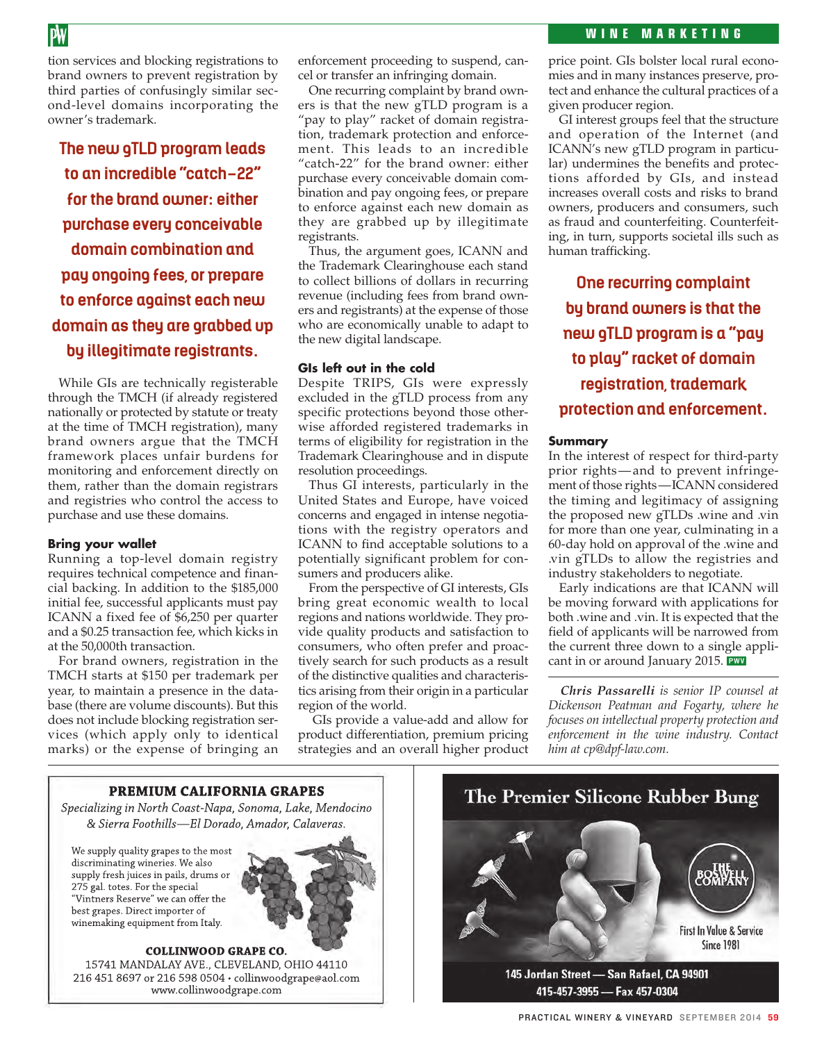tion services and blocking registrations to brand owners to prevent registration by third parties of confusingly similar second-level domains incorporating the owner's trademark.

**The new gTLD program leads to an incredible "catch-22" for the brand owner: either purchase every conceivable domain combination and pay ongoing fees, or prepare to enforce against each new domain as they are grabbed up by illegitimate registrants.**

While GIs are technically registerable through the TMCH (if already registered nationally or protected by statute or treaty at the time of TMCH registration), many brand owners argue that the TMCH framework places unfair burdens for monitoring and enforcement directly on them, rather than the domain registrars and registries who control the access to purchase and use these domains.

### Bring your wallet

Running a top-level domain registry requires technical competence and financial backing. In addition to the $185,000 initial fee, successful applicants must pay ICANN a fixed fee of $6,250 per quarter and a $0.25 transaction fee, which kicks in at the 50,000th transaction.

For brand owners, registration in the TMCH starts at $150 per trademark per year, to maintain a presence in the database (there are volume discounts). But this does not include blocking registration services (which apply only to identical marks) or the expense of bringing an enforcement proceeding to suspend, cancel or transfer an infringing domain.

One recurring complaint by brand owners is that the new gTLD program is a "pay to play" racket of domain registration, trademark protection and enforcement. This leads to an incredible "catch-22" for the brand owner: either purchase every conceivable domain combination and pay ongoing fees, or prepare to enforce against each new domain as they are grabbed up by illegitimate registrants.

Thus, the argument goes, ICANN and the Trademark Clearinghouse each stand to collect billions of dollars in recurring revenue (including fees from brand owners and registrants) at the expense of those who are economically unable to adapt to the new digital landscape.

### GIs left out in the cold

Despite TRIPS, GIs were expressly excluded in the gTLD process from any specific protections beyond those otherwise afforded registered trademarks in terms of eligibility for registration in the Trademark Clearinghouse and in dispute resolution proceedings.

Thus GI interests, particularly in the United States and Europe, have voiced concerns and engaged in intense negotiations with the registry operators and ICANN to find acceptable solutions to a potentially significant problem for consumers and producers alike.

From the perspective of GI interests, GIs bring great economic wealth to local regions and nations worldwide. They provide quality products and satisfaction to consumers, who often prefer and proactively search for such products as a result of the distinctive qualities and characteristics arising from their origin in a particular region of the world.

GIs provide a value-add and allow for product differentiation, premium pricing strategies and an overall higher product price point. GIs bolster local rural economies and in many instances preserve, protect and enhance the cultural practices of a given producer region.

GI interest groups feel that the structure and operation of the Internet (and ICANN's new gTLD program in particular) undermines the benefits and protections afforded by GIs, and instead increases overall costs and risks to brand owners, producers and consumers, such as fraud and counterfeiting. Counterfeiting, in turn, supports societal ills such as human trafficking.

**One recurring complaint by brand owners is that the new gTLD program is a "pay to play" racket of domain registration, trademark protection and enforcement.**

### Summary

In the interest of respect for third-party prior rights—and to prevent infringement of those rights—ICANN considered the timing and legitimacy of assigning the proposed new gTLDs .wine and .vin for more than one year, culminating in a 60-day hold on approval of the .wine and .vin gTLDs to allow the registries and industry stakeholders to negotiate.

Early indications are that ICANN will be moving forward with applications for both .wine and .vin. It is expected that the field of applicants will be narrowed from the current three down to a single applicant in or around January 2015. PWV

*Chris Passarelli is senior IP counsel at Dickenson Peatman and Fogarty, where he focuses on intellectual property protection and enforcement in the wine industry. Contact him at cp@dpf-law.com.*

---

**PREMIUM CALIFORNIA GRAPES**

*Specializing in North Coast-Napa, Sonoma, Lake, Mendocino & Sierra Foothills—El Dorado, Amador, Calaveras.*

We supply quality grapes to the most discriminating wineries. We also supply fresh juices in pails, drums or 275 gal. totes. For the special "Vintners Reserve" we can offer the best grapes. Direct importer of winemaking equipment from Italy.

**COLLINWOOD GRAPE CO.**
15741 MANDALAY AVE., CLEVELAND, OHIO 44110
216 451 8697 or 216 598 0504 • collinwoodgrape@aol.com
www.collinwoodgrape.com

---

**The Premier Silicone Rubber Bung**

THE BOSWELL COMPANY

First In Value & Service Since 1981

145 Jordan Street — San Rafael, CA 94901
415-457-3955 — Fax 457-0304